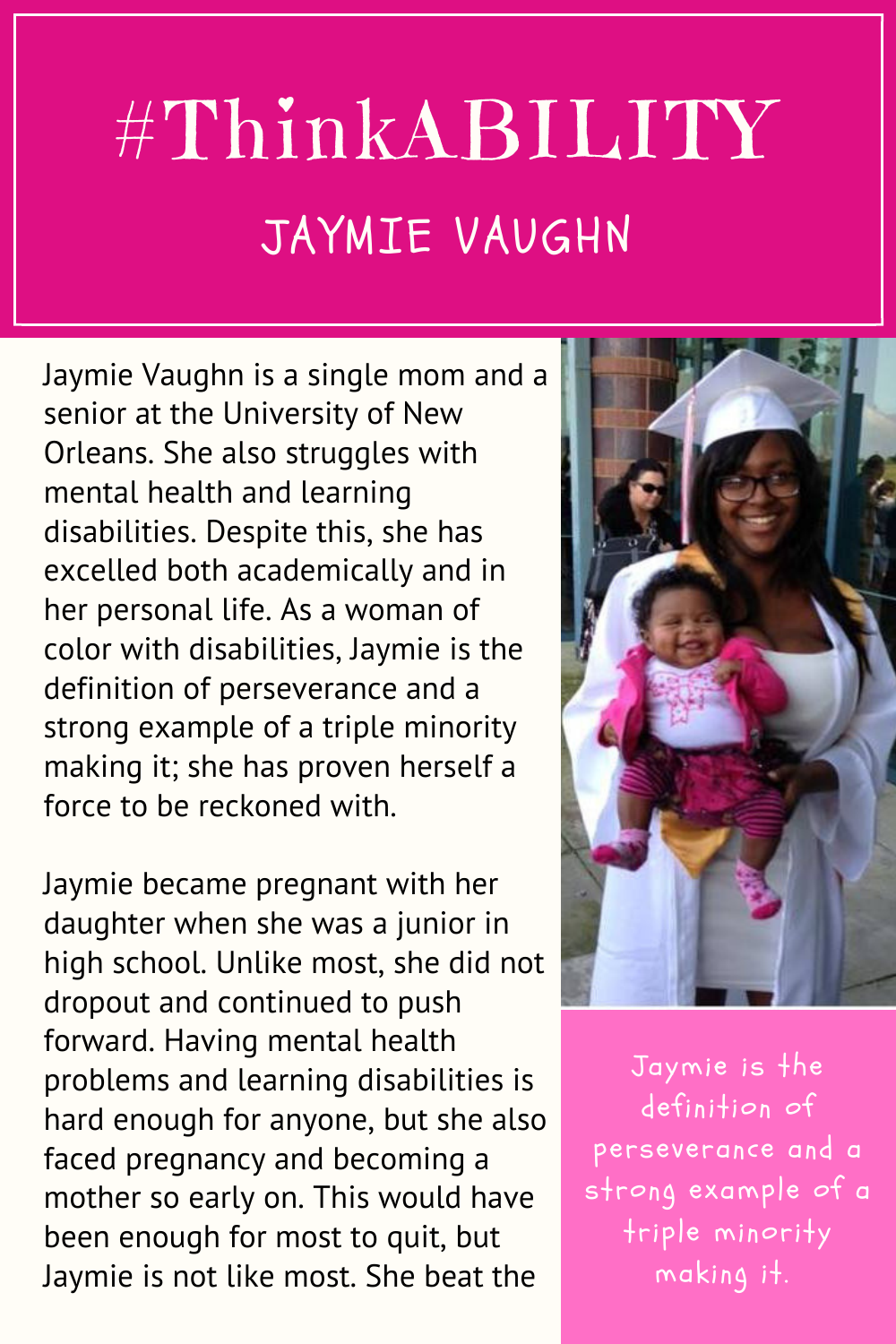# #ThinkABILITY

## JAYMIE VAUGHN

Jaymie Vaughn is a single mom and a senior at the University of New Orleans. She also struggles with mental health and learning disabilities. Despite this, she has excelled both academically and in her personal life. As a woman of color with disabilities, Jaymie is the definition of perseverance and a strong example of a triple minority making it; she has proven herself a force to be reckoned with.

Jaymie became pregnant with her daughter when she was a junior in high school. Unlike most, she did not dropout and continued to push forward. Having mental health problems and learning disabilities is hard enough for anyone, but she also faced pregnancy and becoming a mother so early on. This would have been enough for most to quit, but Jaymie is not like most. She beat the

Jaymie is the definition of perseverance and a strong example of a triple minority making it.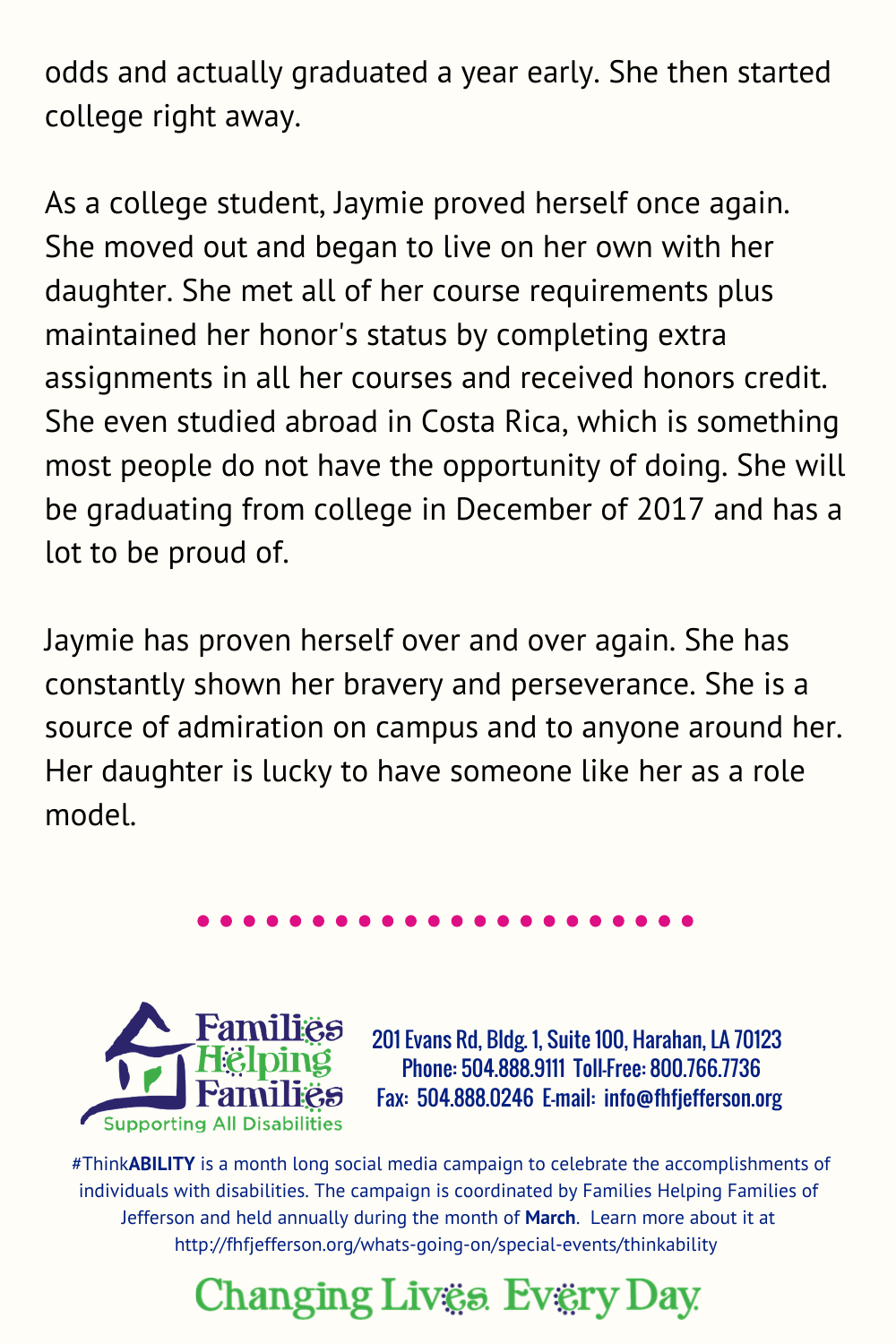odds and actually graduated a year early. She then started college right away.

As a college student, Jaymie proved herself once again. She moved out and began to live on her own with her daughter. She met all of her course requirements plus maintained her honor's status by completing extra assignments in all her courses and received honors credit. She even studied abroad in Costa Rica, which is something most people do not have the opportunity of doing. She will be graduating from college in December of 2017 and has a lot to be proud of.

Jaymie has proven herself over and over again. She has constantly shown her bravery and perseverance. She is a source of admiration on campus and to anyone around her. Her daughter is lucky to have someone like her as a role model.

Families Helping Families

Supporting All Disabilities

201 Evans Rd, Bldg. 1, Suite 100, Harahan, LA 70123
Phone: 504.888.9111 Toll-Free: 800.766.7736
Fax: 504.888.0246 E-mail: info@fhfjefferson.org

#Think**ABILITY** is a month long social media campaign to celebrate the accomplishments of individuals with disabilities. The campaign is coordinated by Families Helping Families of Jefferson and held annually during the month of **March**. Learn more about it at http://fhfjefferson.org/whats-going-on/special-events/thinkability

Changing Lives Every Day